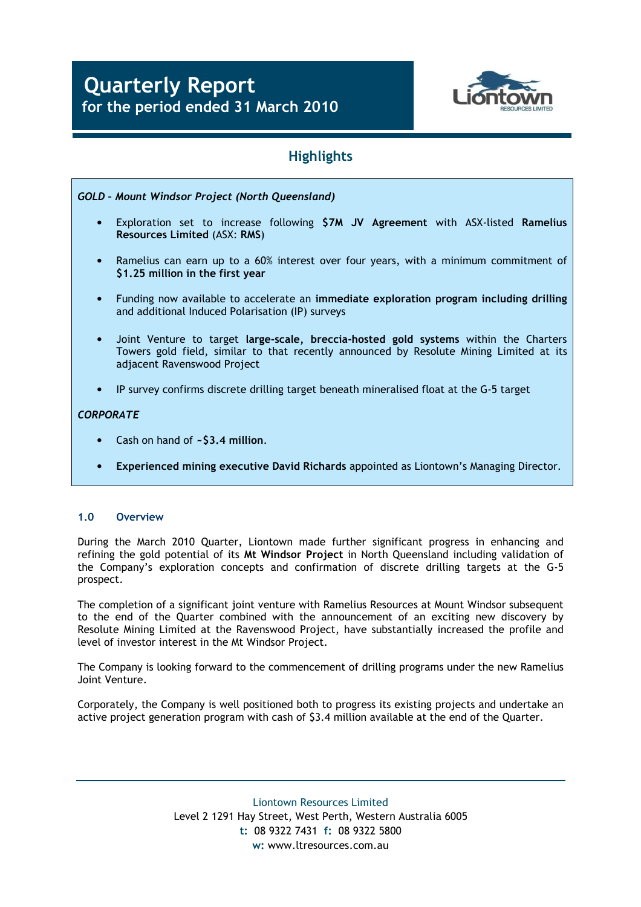# Quarterly Report
## for the period ended 31 March 2010

## Highlights

*GOLD – Mount Windsor Project (North Queensland)*

- Exploration set to increase following **$7M JV Agreement** with ASX-listed **Ramelius Resources Limited** (ASX: **RMS**)
- Ramelius can earn up to a 60% interest over four years, with a minimum commitment of **$1.25 million in the first year**
- Funding now available to accelerate an **immediate exploration program including drilling** and additional Induced Polarisation (IP) surveys
- Joint Venture to target **large-scale, breccia-hosted gold systems** within the Charters Towers gold field, similar to that recently announced by Resolute Mining Limited at its adjacent Ravenswood Project
- IP survey confirms discrete drilling target beneath mineralised float at the G-5 target

*CORPORATE*

- Cash on hand of **~$3.4 million**.
- **Experienced mining executive David Richards** appointed as Liontown's Managing Director.

### 1.0 Overview

During the March 2010 Quarter, Liontown made further significant progress in enhancing and refining the gold potential of its **Mt Windsor Project** in North Queensland including validation of the Company's exploration concepts and confirmation of discrete drilling targets at the G-5 prospect.

The completion of a significant joint venture with Ramelius Resources at Mount Windsor subsequent to the end of the Quarter combined with the announcement of an exciting new discovery by Resolute Mining Limited at the Ravenswood Project, have substantially increased the profile and level of investor interest in the Mt Windsor Project.

The Company is looking forward to the commencement of drilling programs under the new Ramelius Joint Venture.

Corporately, the Company is well positioned both to progress its existing projects and undertake an active project generation program with cash of $3.4 million available at the end of the Quarter.

Liontown Resources Limited
Level 2 1291 Hay Street, West Perth, Western Australia 6005
**t:** 08 9322 7431 **f:** 08 9322 5800
**w:** www.ltresources.com.au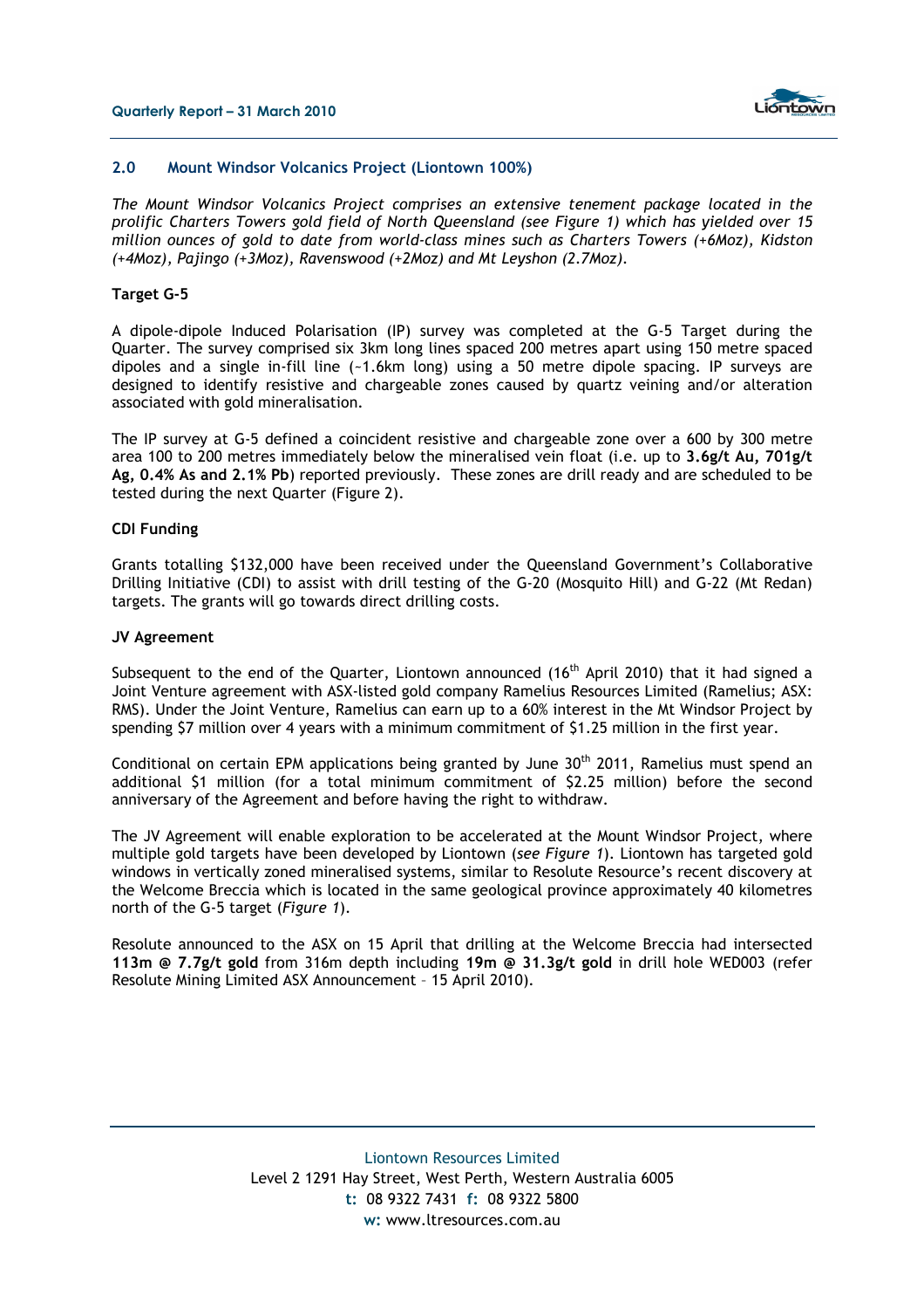## 2.0 Mount Windsor Volcanics Project (Liontown 100%)

*The Mount Windsor Volcanics Project comprises an extensive tenement package located in the prolific Charters Towers gold field of North Queensland (see Figure 1) which has yielded over 15 million ounces of gold to date from world-class mines such as Charters Towers (+6Moz), Kidston (+4Moz), Pajingo (+3Moz), Ravenswood (+2Moz) and Mt Leyshon (2.7Moz).*

**Target G-5**

A dipole-dipole Induced Polarisation (IP) survey was completed at the G-5 Target during the Quarter. The survey comprised six 3km long lines spaced 200 metres apart using 150 metre spaced dipoles and a single in-fill line (~1.6km long) using a 50 metre dipole spacing. IP surveys are designed to identify resistive and chargeable zones caused by quartz veining and/or alteration associated with gold mineralisation.

The IP survey at G-5 defined a coincident resistive and chargeable zone over a 600 by 300 metre area 100 to 200 metres immediately below the mineralised vein float (i.e. up to **3.6g/t Au, 701g/t Ag, 0.4% As and 2.1% Pb**) reported previously. These zones are drill ready and are scheduled to be tested during the next Quarter (Figure 2).

**CDI Funding**

Grants totalling $132,000 have been received under the Queensland Government's Collaborative Drilling Initiative (CDI) to assist with drill testing of the G-20 (Mosquito Hill) and G-22 (Mt Redan) targets. The grants will go towards direct drilling costs.

**JV Agreement**

Subsequent to the end of the Quarter, Liontown announced (16th April 2010) that it had signed a Joint Venture agreement with ASX-listed gold company Ramelius Resources Limited (Ramelius; ASX: RMS). Under the Joint Venture, Ramelius can earn up to a 60% interest in the Mt Windsor Project by spending $7 million over 4 years with a minimum commitment of $1.25 million in the first year.

Conditional on certain EPM applications being granted by June 30th 2011, Ramelius must spend an additional $1 million (for a total minimum commitment of $2.25 million) before the second anniversary of the Agreement and before having the right to withdraw.

The JV Agreement will enable exploration to be accelerated at the Mount Windsor Project, where multiple gold targets have been developed by Liontown (*see Figure 1*). Liontown has targeted gold windows in vertically zoned mineralised systems, similar to Resolute Resource's recent discovery at the Welcome Breccia which is located in the same geological province approximately 40 kilometres north of the G-5 target (*Figure 1*).

Resolute announced to the ASX on 15 April that drilling at the Welcome Breccia had intersected **113m @ 7.7g/t gold** from 316m depth including **19m @ 31.3g/t gold** in drill hole WED003 (refer Resolute Mining Limited ASX Announcement – 15 April 2010).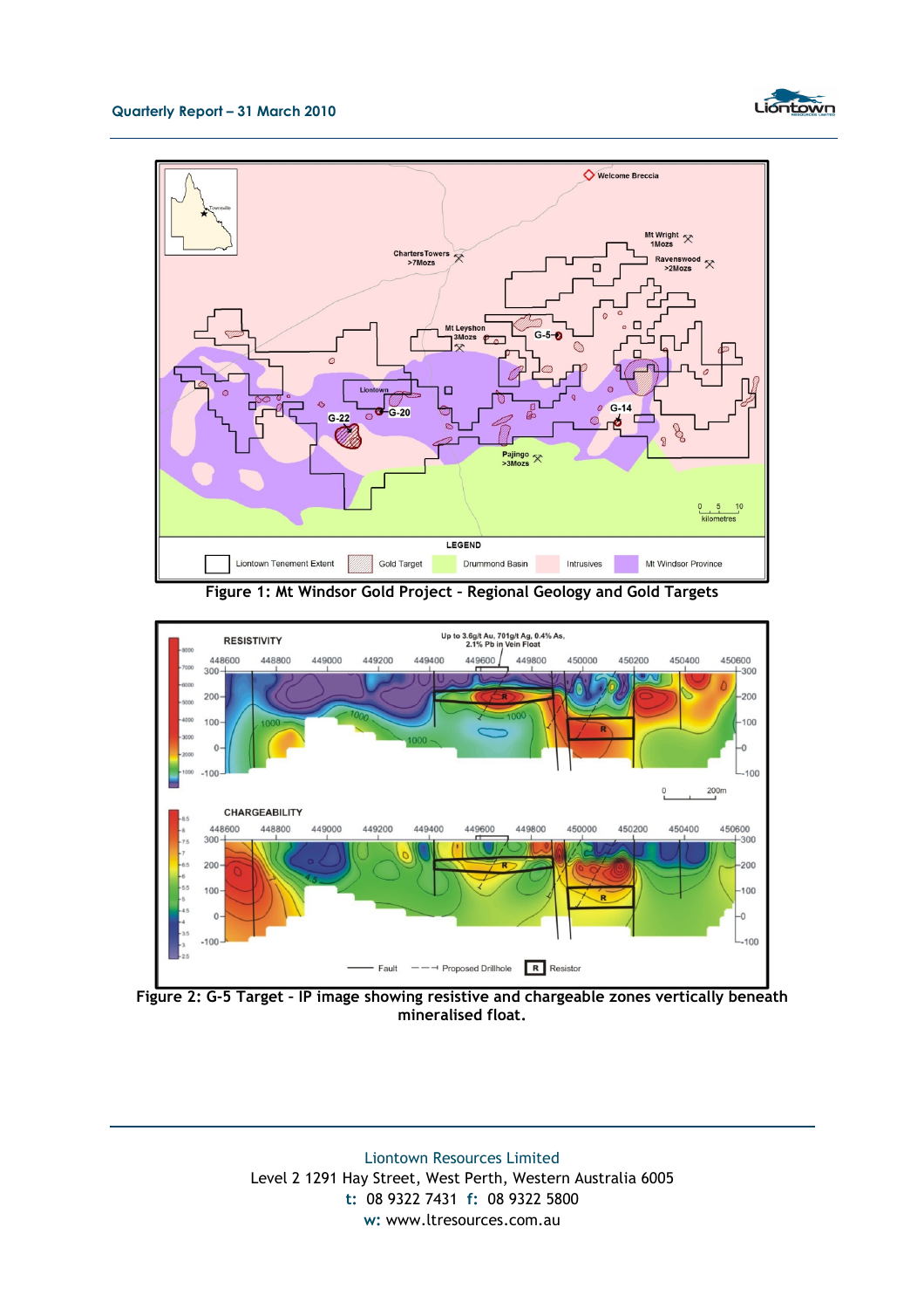Figure 1: Mt Windsor Gold Project – Regional Geology and Gold Targets

Figure 2: G-5 Target – IP image showing resistive and chargeable zones vertically beneath mineralised float.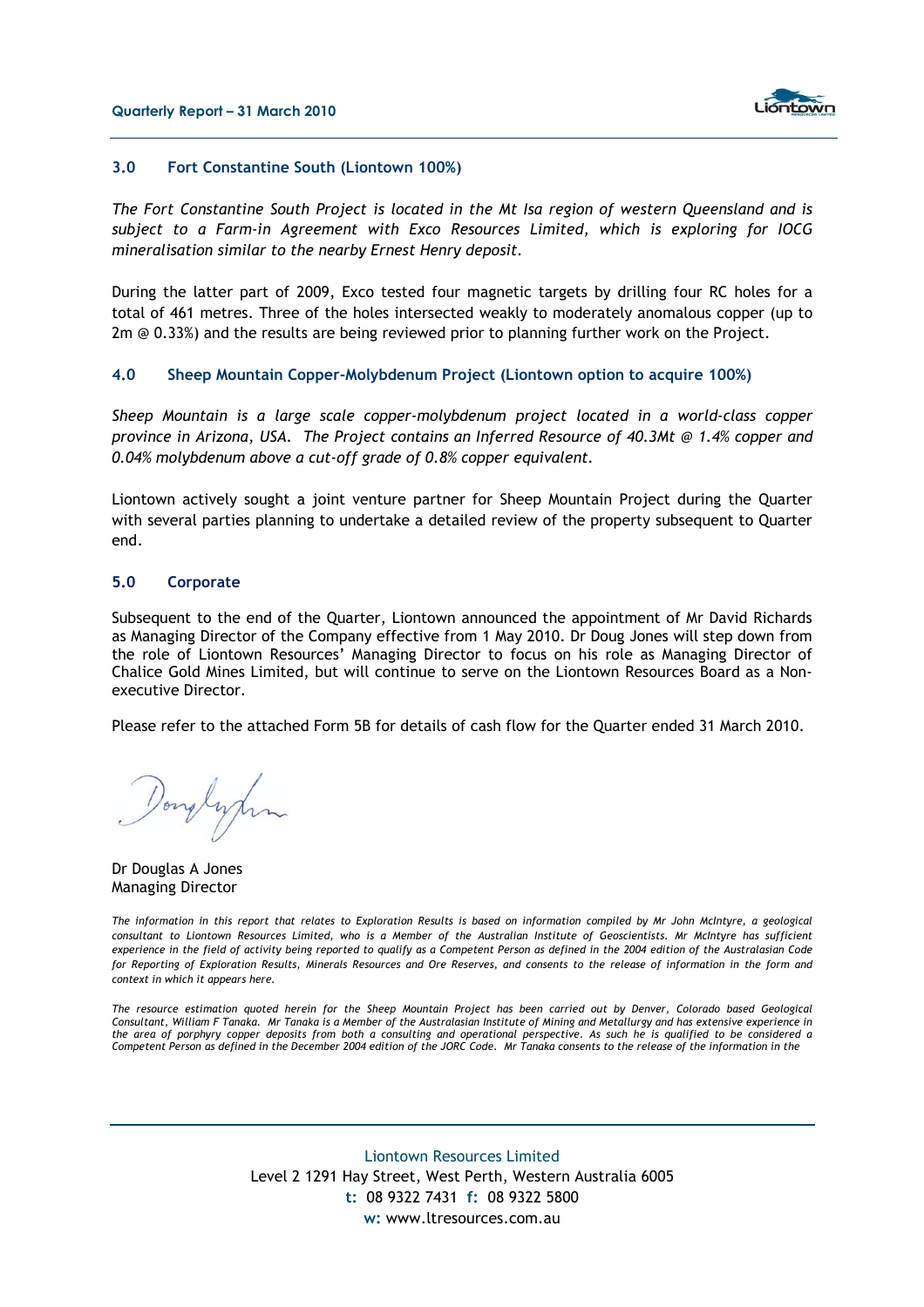### 3.0 Fort Constantine South (Liontown 100%)

*The Fort Constantine South Project is located in the Mt Isa region of western Queensland and is subject to a Farm-in Agreement with Exco Resources Limited, which is exploring for IOCG mineralisation similar to the nearby Ernest Henry deposit.*

During the latter part of 2009, Exco tested four magnetic targets by drilling four RC holes for a total of 461 metres. Three of the holes intersected weakly to moderately anomalous copper (up to 2m @ 0.33%) and the results are being reviewed prior to planning further work on the Project.

### 4.0 Sheep Mountain Copper-Molybdenum Project (Liontown option to acquire 100%)

*Sheep Mountain is a large scale copper-molybdenum project located in a world-class copper province in Arizona, USA. The Project contains an Inferred Resource of 40.3Mt @ 1.4% copper and 0.04% molybdenum above a cut-off grade of 0.8% copper equivalent.*

Liontown actively sought a joint venture partner for Sheep Mountain Project during the Quarter with several parties planning to undertake a detailed review of the property subsequent to Quarter end.

### 5.0 Corporate

Subsequent to the end of the Quarter, Liontown announced the appointment of Mr David Richards as Managing Director of the Company effective from 1 May 2010. Dr Doug Jones will step down from the role of Liontown Resources' Managing Director to focus on his role as Managing Director of Chalice Gold Mines Limited, but will continue to serve on the Liontown Resources Board as a Non-executive Director.

Please refer to the attached Form 5B for details of cash flow for the Quarter ended 31 March 2010.

Dr Douglas A Jones
Managing Director

*The information in this report that relates to Exploration Results is based on information compiled by Mr John McIntyre, a geological consultant to Liontown Resources Limited, who is a Member of the Australian Institute of Geoscientists. Mr McIntyre has sufficient experience in the field of activity being reported to qualify as a Competent Person as defined in the 2004 edition of the Australasian Code for Reporting of Exploration Results, Minerals Resources and Ore Reserves, and consents to the release of information in the form and context in which it appears here.*

*The resource estimation quoted herein for the Sheep Mountain Project has been carried out by Denver, Colorado based Geological Consultant, William F Tanaka. Mr Tanaka is a Member of the Australasian Institute of Mining and Metallurgy and has extensive experience in the area of porphyry copper deposits from both a consulting and operational perspective. As such he is qualified to be considered a Competent Person as defined in the December 2004 edition of the JORC Code. Mr Tanaka consents to the release of the information in the*

Liontown Resources Limited
Level 2 1291 Hay Street, West Perth, Western Australia 6005
**t:** 08 9322 7431 **f:** 08 9322 5800
**w:** www.ltresources.com.au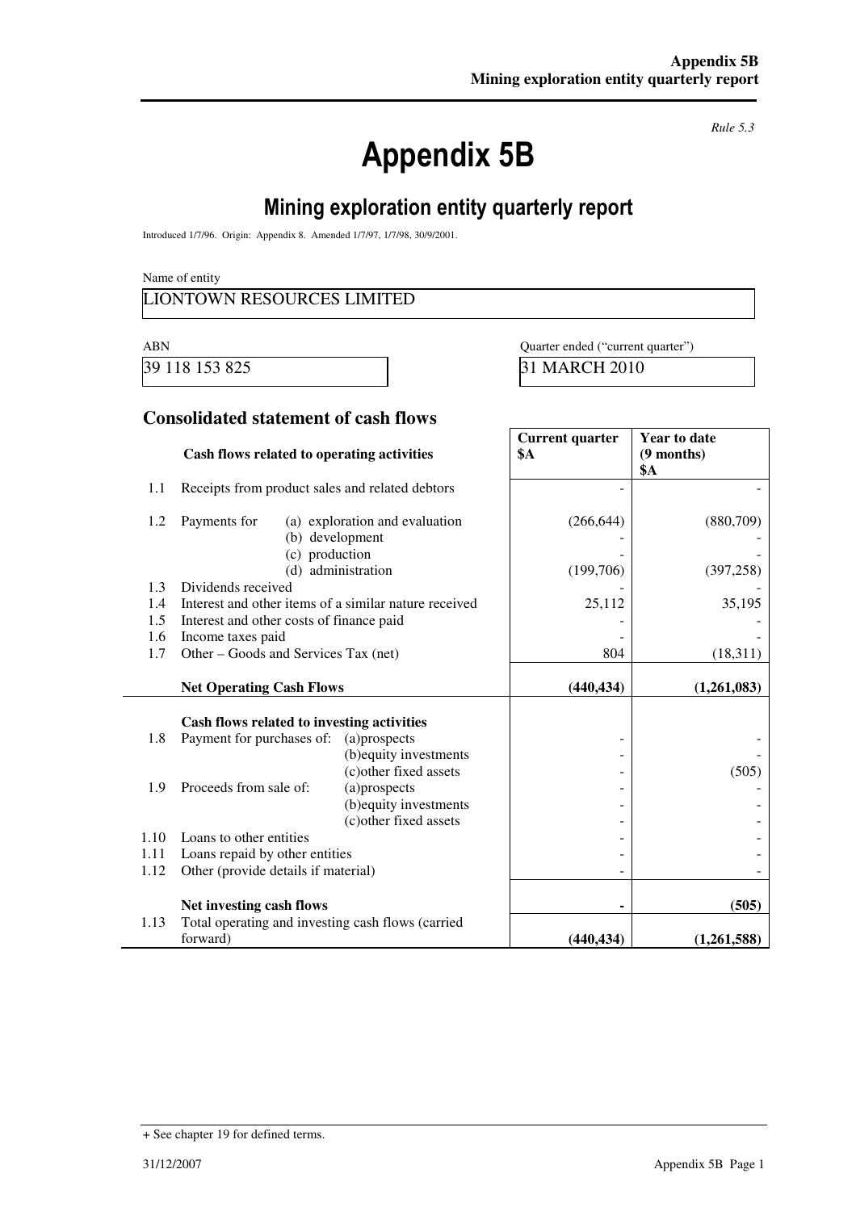*Rule 5.3*

# Appendix 5B

## Mining exploration entity quarterly report

Introduced 1/7/96. Origin: Appendix 8. Amended 1/7/97, 1/7/98, 30/9/2001.

Name of entity

LIONTOWN RESOURCES LIMITED

| ABN | Quarter ended ("current quarter") |
|---|---|
| 39 118 153 825 | 31 MARCH 2010 |

### Consolidated statement of cash flows

| | Cash flows related to operating activities | | Current quarter $A | Year to date (9 months) $A |
|---|---|---|---|---|
| 1.1 | Receipts from product sales and related debtors | | - | - |
| 1.2 | Payments for | (a) exploration and evaluation | (266,644) | (880,709) |
| | | (b) development | - | - |
| | | (c) production | - | - |
| | | (d) administration | (199,706) | (397,258) |
| 1.3 | Dividends received | | - | - |
| 1.4 | Interest and other items of a similar nature received | | 25,112 | 35,195 |
| 1.5 | Interest and other costs of finance paid | | - | - |
| 1.6 | Income taxes paid | | - | - |
| 1.7 | Other – Goods and Services Tax (net) | | 804 | (18,311) |
| | **Net Operating Cash Flows** | | **(440,434)** | **(1,261,083)** |
| | **Cash flows related to investing activities** | | | |
| 1.8 | Payment for purchases of: | (a)prospects | - | - |
| | | (b)equity investments | - | - |
| | | (c)other fixed assets | - | (505) |
| 1.9 | Proceeds from sale of: | (a)prospects | - | - |
| | | (b)equity investments | - | - |
| | | (c)other fixed assets | - | - |
| 1.10 | Loans to other entities | | - | - |
| 1.11 | Loans repaid by other entities | | - | - |
| 1.12 | Other (provide details if material) | | - | - |
| | **Net investing cash flows** | | **-** | **(505)** |
| 1.13 | Total operating and investing cash flows (carried forward) | | **(440,434)** | **(1,261,588)** |

+ See chapter 19 for defined terms.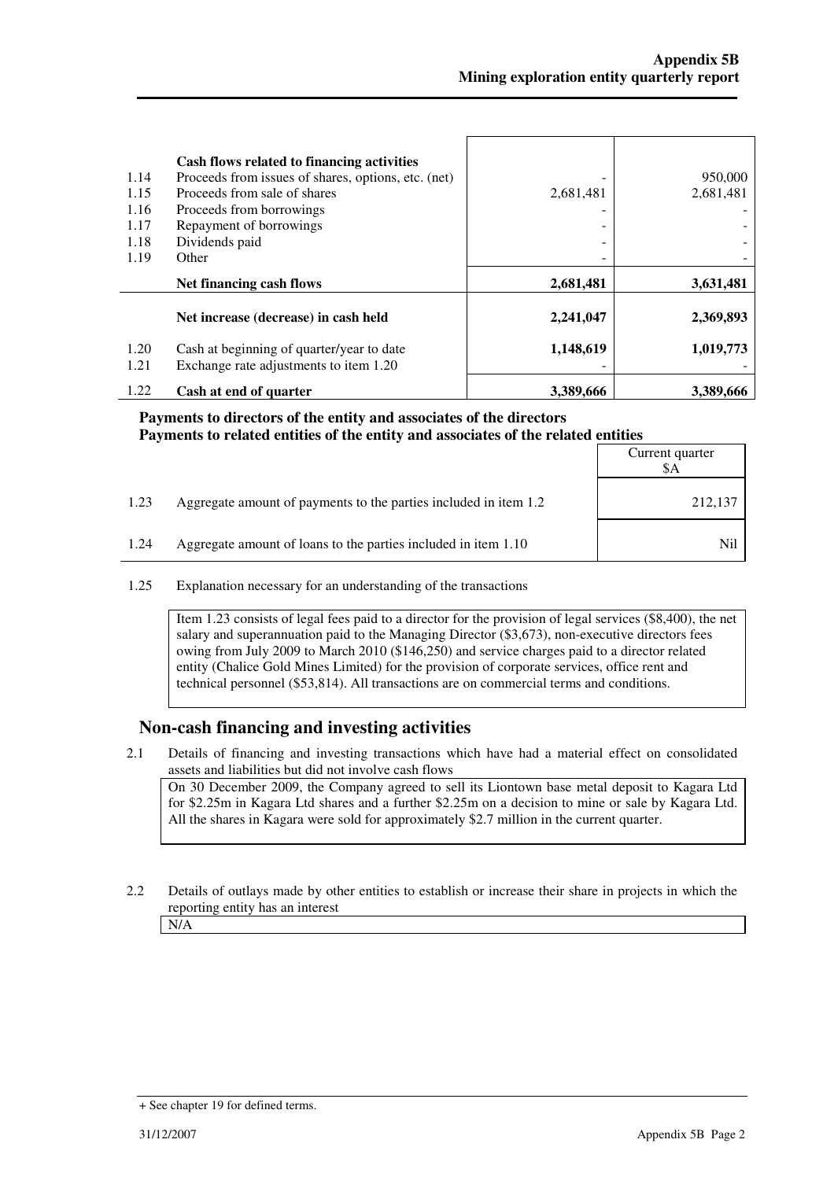| | Cash flows related to financing activities | | |
|---|---|---|---|
| 1.14 | Proceeds from issues of shares, options, etc. (net) | - | 950,000 |
| 1.15 | Proceeds from sale of shares | 2,681,481 | 2,681,481 |
| 1.16 | Proceeds from borrowings | - | - |
| 1.17 | Repayment of borrowings | - | - |
| 1.18 | Dividends paid | - | - |
| 1.19 | Other | - | - |
| | **Net financing cash flows** | **2,681,481** | **3,631,481** |
| | **Net increase (decrease) in cash held** | **2,241,047** | **2,369,893** |
| 1.20 | Cash at beginning of quarter/year to date | **1,148,619** | **1,019,773** |
| 1.21 | Exchange rate adjustments to item 1.20 | - | - |
| 1.22 | **Cash at end of quarter** | **3,389,666** | **3,389,666** |

**Payments to directors of the entity and associates of the directors**
**Payments to related entities of the entity and associates of the related entities**

| | | Current quarter $A |
|---|---|---|
| 1.23 | Aggregate amount of payments to the parties included in item 1.2 | 212,137 |
| 1.24 | Aggregate amount of loans to the parties included in item 1.10 | Nil |

1.25 Explanation necessary for an understanding of the transactions

Item 1.23 consists of legal fees paid to a director for the provision of legal services ($8,400), the net salary and superannuation paid to the Managing Director ($3,673), non-executive directors fees owing from July 2009 to March 2010 ($146,250) and service charges paid to a director related entity (Chalice Gold Mines Limited) for the provision of corporate services, office rent and technical personnel ($53,814). All transactions are on commercial terms and conditions.

## Non-cash financing and investing activities

2.1 Details of financing and investing transactions which have had a material effect on consolidated assets and liabilities but did not involve cash flows

On 30 December 2009, the Company agreed to sell its Liontown base metal deposit to Kagara Ltd for $2.25m in Kagara Ltd shares and a further $2.25m on a decision to mine or sale by Kagara Ltd. All the shares in Kagara were sold for approximately $2.7 million in the current quarter.

2.2 Details of outlays made by other entities to establish or increase their share in projects in which the reporting entity has an interest

N/A

+ See chapter 19 for defined terms.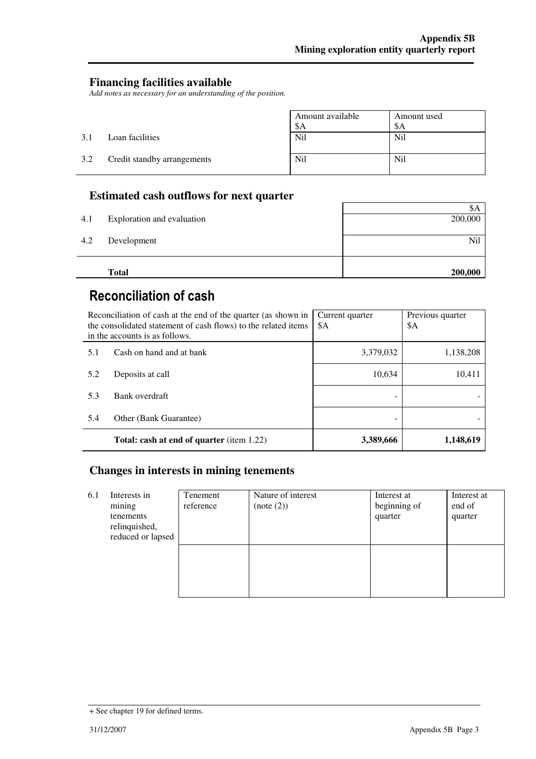## Financing facilities available

*Add notes as necessary for an understanding of the position.*

| | | Amount available $A | Amount used $A |
|---|---|---|---|
| 3.1 | Loan facilities | Nil | Nil |
| 3.2 | Credit standby arrangements | Nil | Nil |

## Estimated cash outflows for next quarter

| | | $A |
|---|---|---|
| 4.1 | Exploration and evaluation | 200,000 |
| 4.2 | Development | Nil |
| | **Total** | **200,000** |

# Reconciliation of cash

| Reconciliation of cash at the end of the quarter (as shown in the consolidated statement of cash flows) to the related items in the accounts is as follows. | | Current quarter $A | Previous quarter $A |
|---|---|---|---|
| 5.1 | Cash on hand and at bank | 3,379,032 | 1,138,208 |
| 5.2 | Deposits at call | 10,634 | 10,411 |
| 5.3 | Bank overdraft | - | - |
| 5.4 | Other (Bank Guarantee) | - | - |
| | **Total: cash at end of quarter** (item 1.22) | **3,389,666** | **1,148,619** |

## Changes in interests in mining tenements

| | | Tenement reference | Nature of interest (note (2)) | Interest at beginning of quarter | Interest at end of quarter |
|---|---|---|---|---|---|
| 6.1 | Interests in mining tenements relinquished, reduced or lapsed | | | | |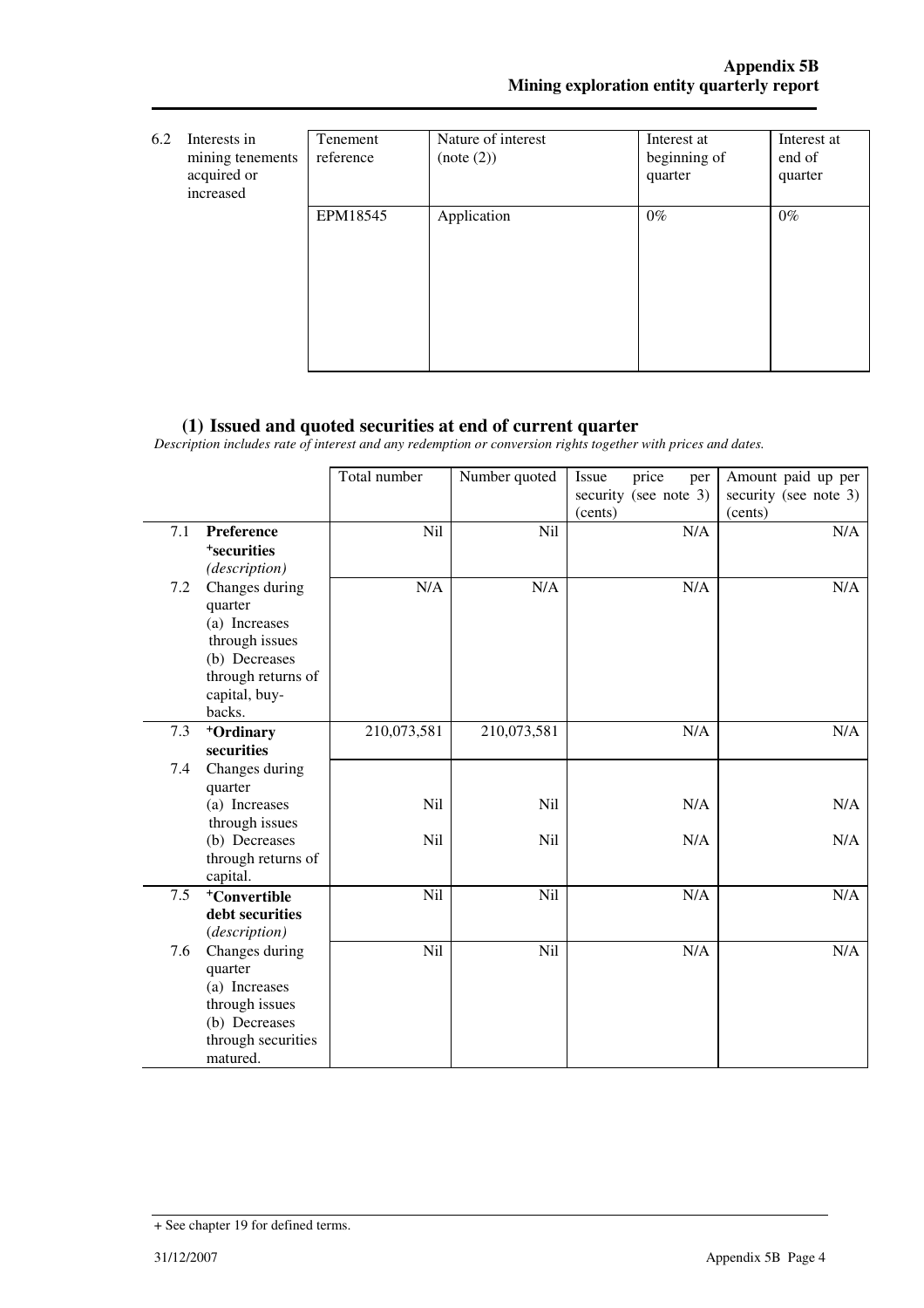| 6.2 | Interests in mining tenements acquired or increased | Tenement reference | Nature of interest (note (2)) | Interest at beginning of quarter | Interest at end of quarter |
|---|---|---|---|---|---|
| | | EPM18545 | Application | 0% | 0% |

## (1) Issued and quoted securities at end of current quarter

*Description includes rate of interest and any redemption or conversion rights together with prices and dates.*

| | | Total number | Number quoted | Issue price per security (see note 3) (cents) | Amount paid up per security (see note 3) (cents) |
|---|---|---|---|---|---|
| 7.1 | **Preference +securities** *(description)* | Nil | Nil | N/A | N/A |
| 7.2 | Changes during quarter (a) Increases through issues (b) Decreases through returns of capital, buy-backs. | N/A | N/A | N/A | N/A |
| 7.3 | **+Ordinary securities** | 210,073,581 | 210,073,581 | N/A | N/A |
| 7.4 | Changes during quarter | | | | |
| | (a) Increases through issues | Nil | Nil | N/A | N/A |
| | (b) Decreases through returns of capital. | Nil | Nil | N/A | N/A |
| 7.5 | **+Convertible debt securities** *(description)* | Nil | Nil | N/A | N/A |
| 7.6 | Changes during quarter (a) Increases through issues (b) Decreases through securities matured. | Nil | Nil | N/A | N/A |

+ See chapter 19 for defined terms.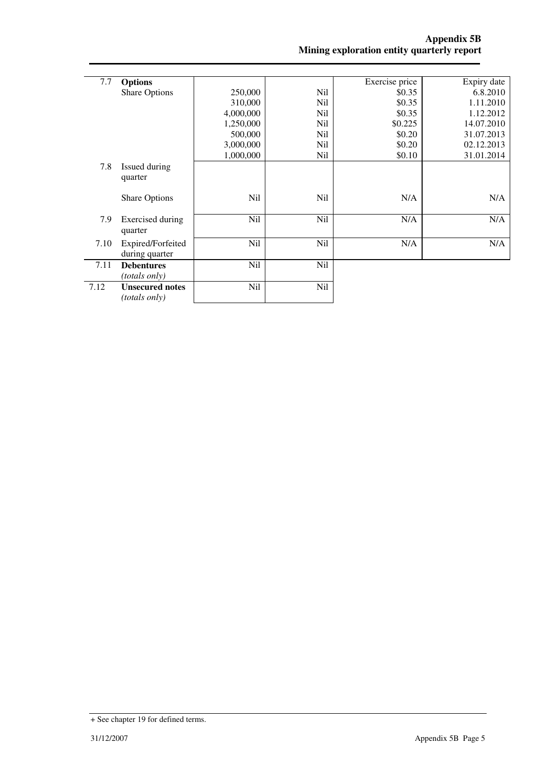| | | | | | |
|---|---|---|---|---|---|
| 7.7 | **Options** | | | Exercise price | Expiry date |
| | Share Options | 250,000 | Nil | $0.35 | 6.8.2010 |
| | | 310,000 | Nil | $0.35 | 1.11.2010 |
| | | 4,000,000 | Nil | $0.35 | 1.12.2012 |
| | | 1,250,000 | Nil | $0.225 | 14.07.2010 |
| | | 500,000 | Nil | $0.20 | 31.07.2013 |
| | | 3,000,000 | Nil | $0.20 | 02.12.2013 |
| | | 1,000,000 | Nil | $0.10 | 31.01.2014 |
| 7.8 | Issued during quarter | | | | |
| | Share Options | Nil | Nil | N/A | N/A |
| 7.9 | Exercised during quarter | Nil | Nil | N/A | N/A |
| 7.10 | Expired/Forfeited during quarter | Nil | Nil | N/A | N/A |
| 7.11 | **Debentures** *(totals only)* | Nil | Nil | | |
| 7.12 | **Unsecured notes** *(totals only)* | Nil | Nil | | |

+ See chapter 19 for defined terms.

31/12/2007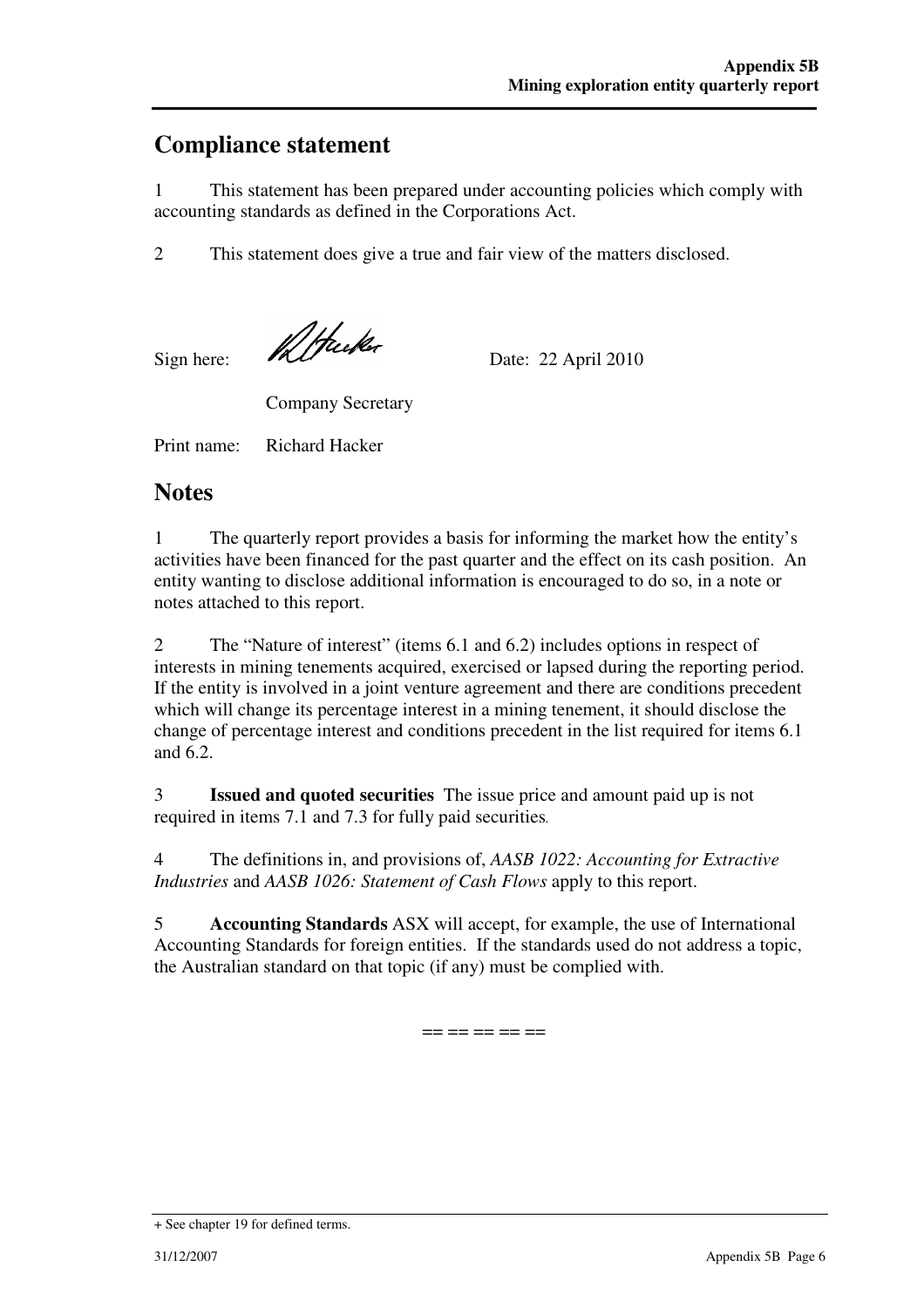## Compliance statement

1 This statement has been prepared under accounting policies which comply with accounting standards as defined in the Corporations Act.

2 This statement does give a true and fair view of the matters disclosed.

Sign here: Date: 22 April 2010

Company Secretary

Print name: Richard Hacker

## Notes

1 The quarterly report provides a basis for informing the market how the entity's activities have been financed for the past quarter and the effect on its cash position. An entity wanting to disclose additional information is encouraged to do so, in a note or notes attached to this report.

2 The "Nature of interest" (items 6.1 and 6.2) includes options in respect of interests in mining tenements acquired, exercised or lapsed during the reporting period. If the entity is involved in a joint venture agreement and there are conditions precedent which will change its percentage interest in a mining tenement, it should disclose the change of percentage interest and conditions precedent in the list required for items 6.1 and 6.2.

3 **Issued and quoted securities** The issue price and amount paid up is not required in items 7.1 and 7.3 for fully paid securities.

4 The definitions in, and provisions of, *AASB 1022: Accounting for Extractive Industries* and *AASB 1026: Statement of Cash Flows* apply to this report.

5 **Accounting Standards** ASX will accept, for example, the use of International Accounting Standards for foreign entities. If the standards used do not address a topic, the Australian standard on that topic (if any) must be complied with.

== == == == ==

+ See chapter 19 for defined terms.